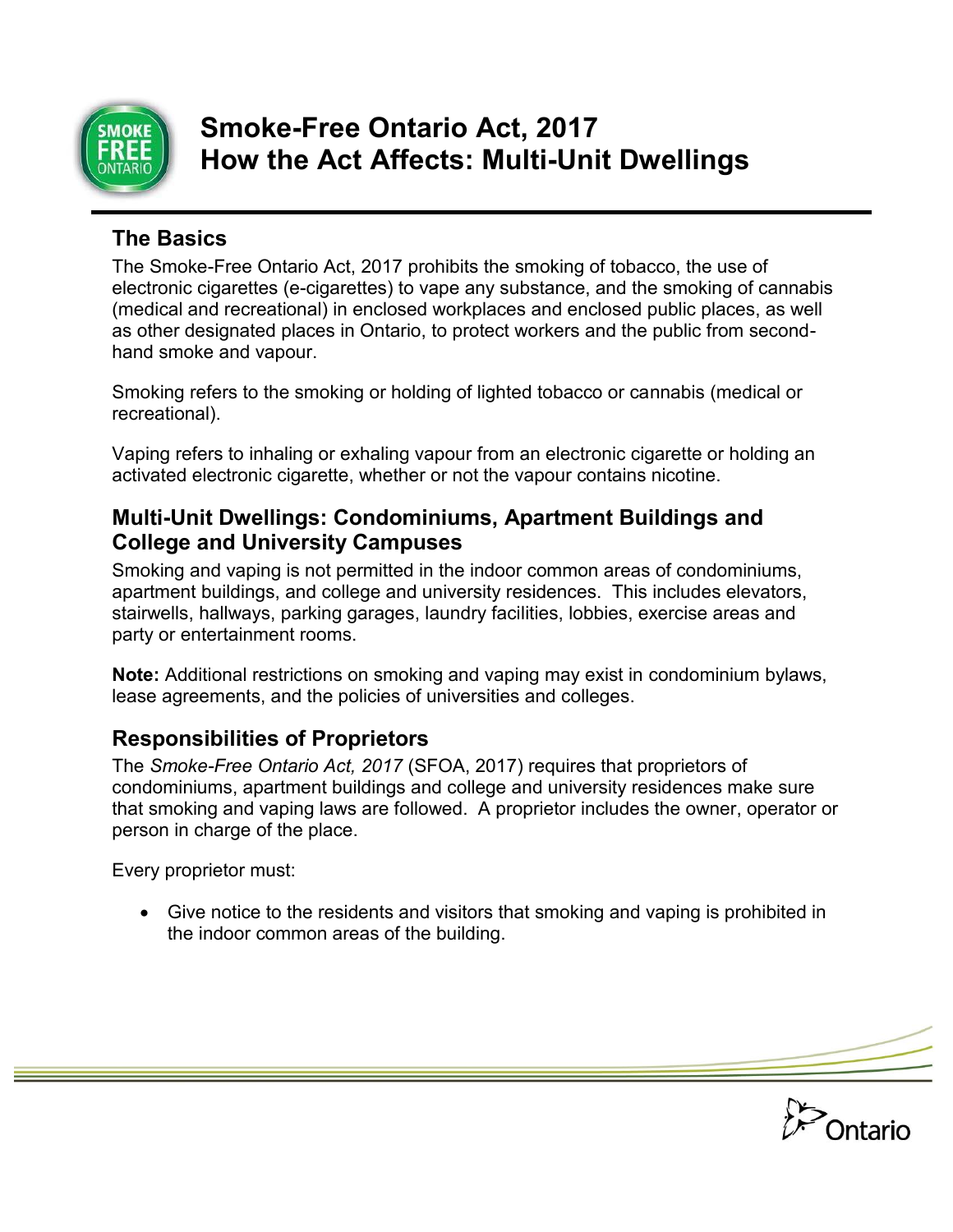# Smoke-Free Ontario Act, 2017
# How the Act Affects: Multi-Unit Dwellings

## The Basics

The Smoke-Free Ontario Act, 2017 prohibits the smoking of tobacco, the use of electronic cigarettes (e-cigarettes) to vape any substance, and the smoking of cannabis (medical and recreational) in enclosed workplaces and enclosed public places, as well as other designated places in Ontario, to protect workers and the public from second-hand smoke and vapour.

Smoking refers to the smoking or holding of lighted tobacco or cannabis (medical or recreational).

Vaping refers to inhaling or exhaling vapour from an electronic cigarette or holding an activated electronic cigarette, whether or not the vapour contains nicotine.

## Multi-Unit Dwellings: Condominiums, Apartment Buildings and College and University Campuses

Smoking and vaping is not permitted in the indoor common areas of condominiums, apartment buildings, and college and university residences. This includes elevators, stairwells, hallways, parking garages, laundry facilities, lobbies, exercise areas and party or entertainment rooms.

**Note:** Additional restrictions on smoking and vaping may exist in condominium bylaws, lease agreements, and the policies of universities and colleges.

## Responsibilities of Proprietors

The *Smoke-Free Ontario Act, 2017* (SFOA, 2017) requires that proprietors of condominiums, apartment buildings and college and university residences make sure that smoking and vaping laws are followed. A proprietor includes the owner, operator or person in charge of the place.

Every proprietor must:

- Give notice to the residents and visitors that smoking and vaping is prohibited in the indoor common areas of the building.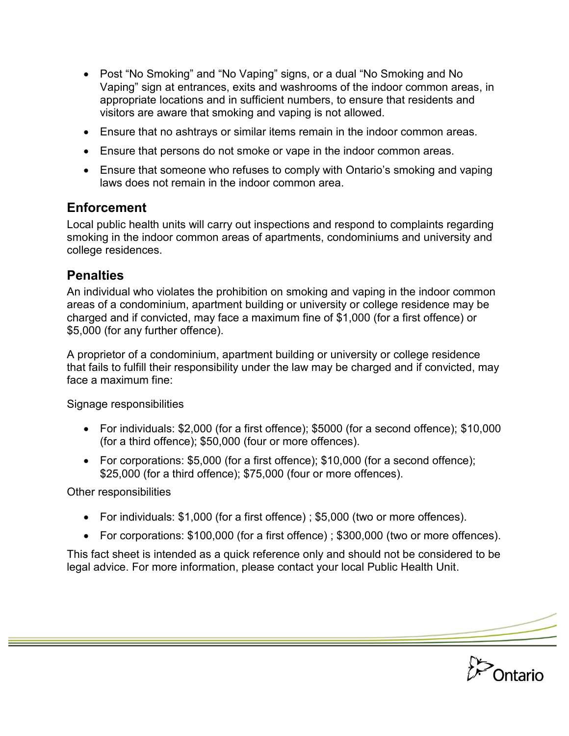- Post “No Smoking” and “No Vaping” signs, or a dual “No Smoking and No Vaping” sign at entrances, exits and washrooms of the indoor common areas, in appropriate locations and in sufficient numbers, to ensure that residents and visitors are aware that smoking and vaping is not allowed.
- Ensure that no ashtrays or similar items remain in the indoor common areas.
- Ensure that persons do not smoke or vape in the indoor common areas.
- Ensure that someone who refuses to comply with Ontario’s smoking and vaping laws does not remain in the indoor common area.

## Enforcement

Local public health units will carry out inspections and respond to complaints regarding smoking in the indoor common areas of apartments, condominiums and university and college residences.

## Penalties

An individual who violates the prohibition on smoking and vaping in the indoor common areas of a condominium, apartment building or university or college residence may be charged and if convicted, may face a maximum fine of $1,000 (for a first offence) or $5,000 (for any further offence).

A proprietor of a condominium, apartment building or university or college residence that fails to fulfill their responsibility under the law may be charged and if convicted, may face a maximum fine:

Signage responsibilities

- For individuals: $2,000 (for a first offence); $5000 (for a second offence); $10,000 (for a third offence); $50,000 (four or more offences).
- For corporations: $5,000 (for a first offence); $10,000 (for a second offence); $25,000 (for a third offence); $75,000 (four or more offences).

Other responsibilities

- For individuals: $1,000 (for a first offence) ; $5,000 (two or more offences).
- For corporations: $100,000 (for a first offence) ; $300,000 (two or more offences).

This fact sheet is intended as a quick reference only and should not be considered to be legal advice. For more information, please contact your local Public Health Unit.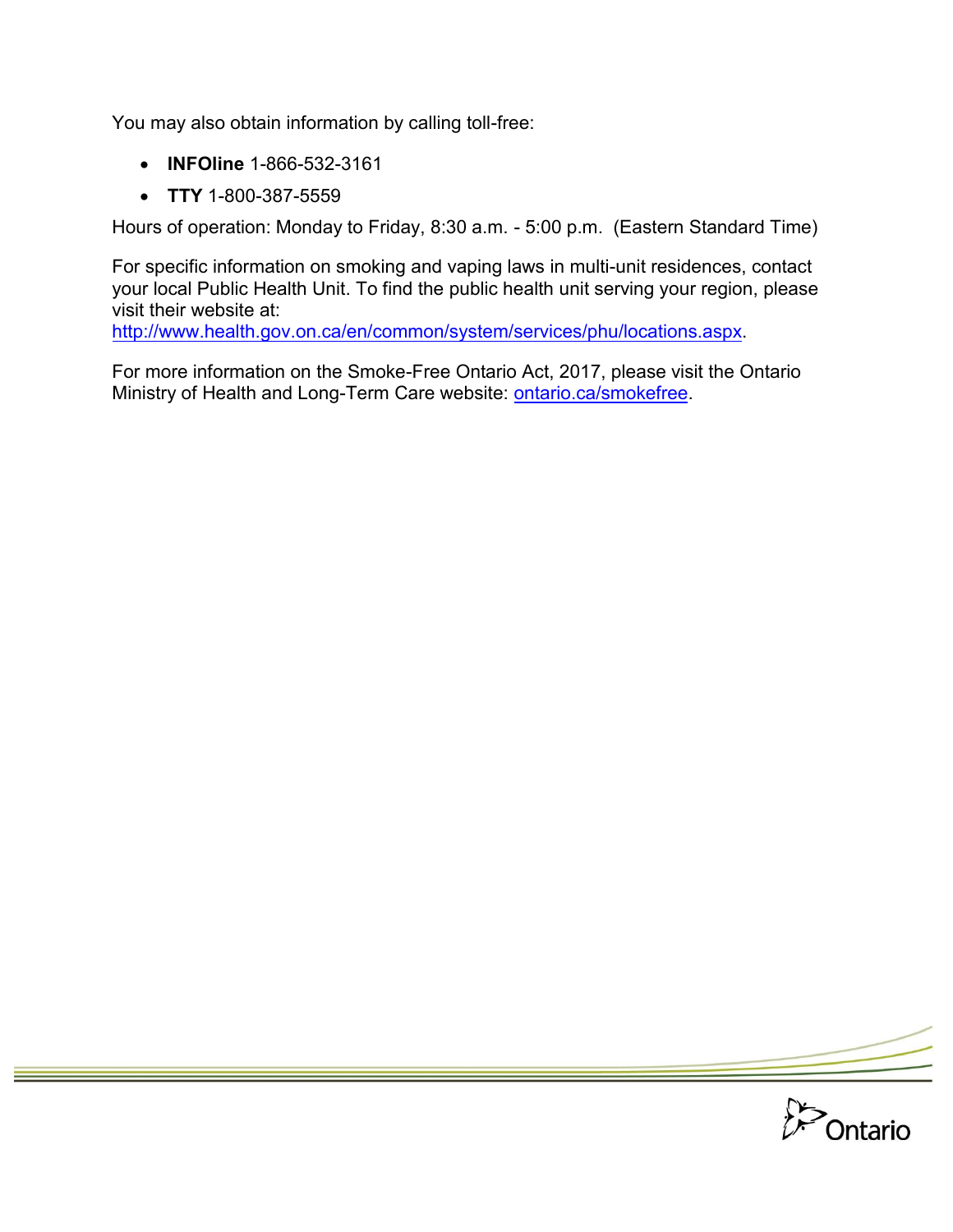You may also obtain information by calling toll-free:

- **INFOline** 1-866-532-3161
- **TTY** 1-800-387-5559

Hours of operation: Monday to Friday, 8:30 a.m. - 5:00 p.m. (Eastern Standard Time)

For specific information on smoking and vaping laws in multi-unit residences, contact your local Public Health Unit. To find the public health unit serving your region, please visit their website at: [http://www.health.gov.on.ca/en/common/system/services/phu/locations.aspx](http://www.health.gov.on.ca/en/common/system/services/phu/locations.aspx).

For more information on the Smoke-Free Ontario Act, 2017, please visit the Ontario Ministry of Health and Long-Term Care website: [ontario.ca/smokefree](http://ontario.ca/smokefree).